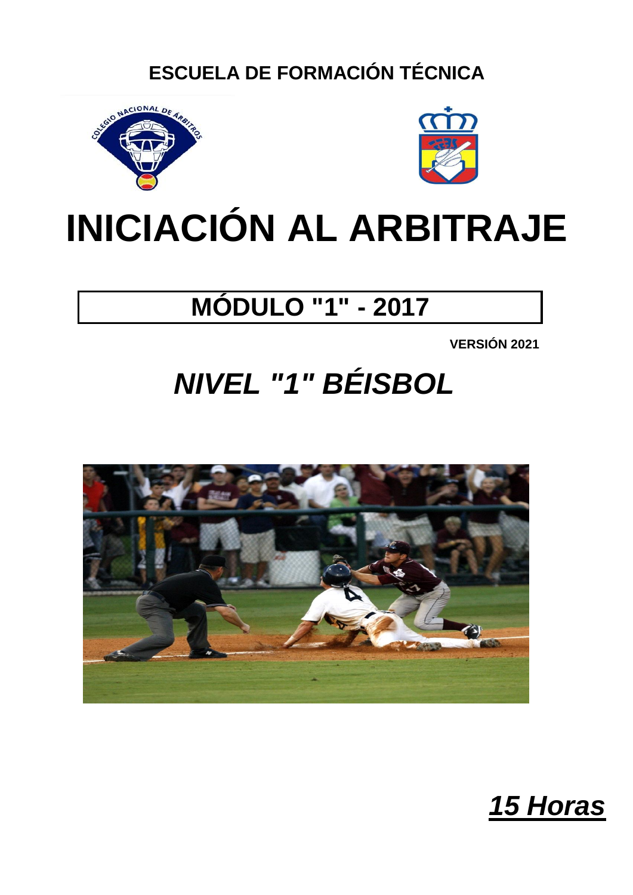**ESCUELA DE FORMACIÓN TÉCNICA**

# INICIACIÓN AL ARBITRAJE

## MÓDULO "1" - 2017

**VERSIÓN 2021**

## *NIVEL "1" BÉISBOL*

***15 Horas***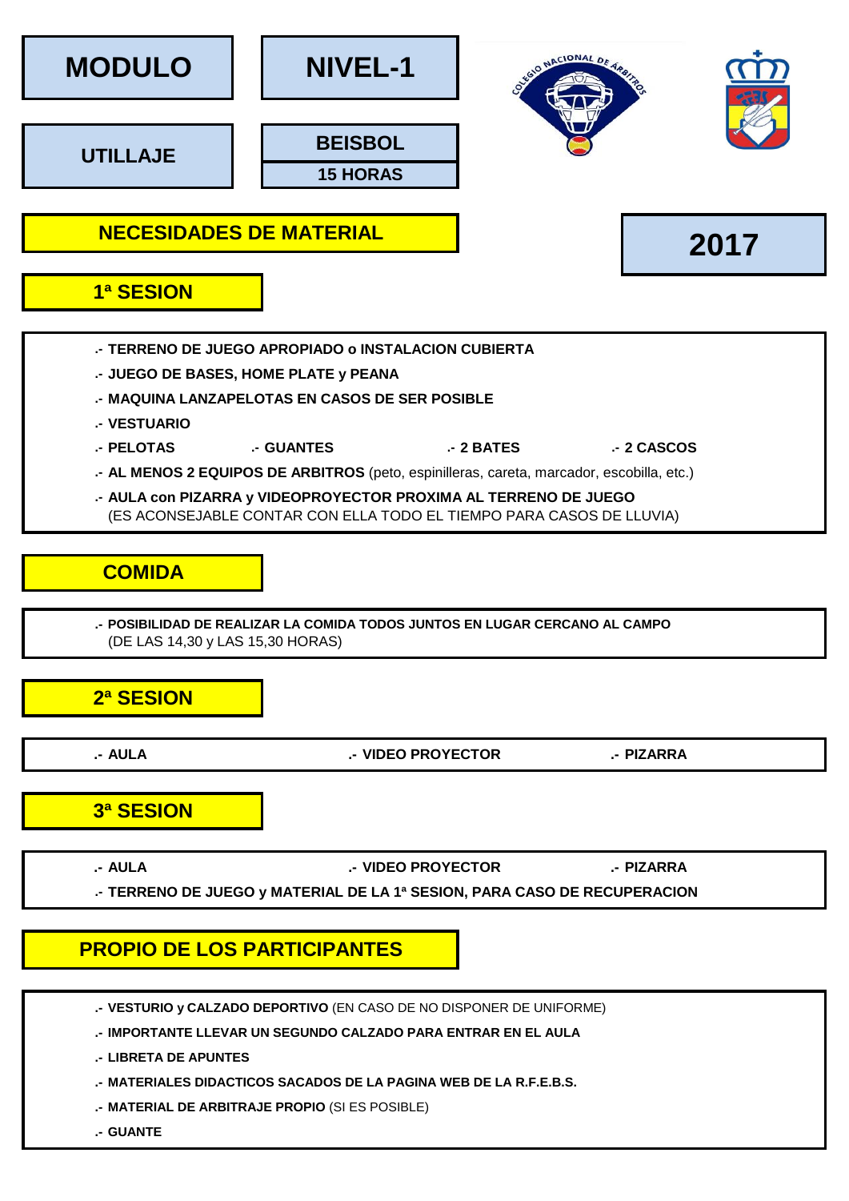| MODULO | NIVEL-1 |
| --- | --- |
| UTILLAJE | BEISBOL |
| | 15 HORAS |

## NECESIDADES DE MATERIAL

**2017**

### 1ª SESION

- **TERRENO DE JUEGO APROPIADO o INSTALACION CUBIERTA**
- **JUEGO DE BASES, HOME PLATE y PEANA**
- **MAQUINA LANZAPELOTAS EN CASOS DE SER POSIBLE**
- **VESTUARIO**
- **PELOTAS** .- **GUANTES** .- **2 BATES** .- **2 CASCOS**
- **AL MENOS 2 EQUIPOS DE ARBITROS** (peto, espinilleras, careta, marcador, escobilla, etc.)
- **AULA con PIZARRA y VIDEOPROYECTOR PROXIMA AL TERRENO DE JUEGO**
  (ES ACONSEJABLE CONTAR CON ELLA TODO EL TIEMPO PARA CASOS DE LLUVIA)

### COMIDA

- **POSIBILIDAD DE REALIZAR LA COMIDA TODOS JUNTOS EN LUGAR CERCANO AL CAMPO**
  (DE LAS 14,30 y LAS 15,30 HORAS)

### 2ª SESION

- **AULA** .- **VIDEO PROYECTOR** .- **PIZARRA**

### 3ª SESION

- **AULA** .- **VIDEO PROYECTOR** .- **PIZARRA**
- **TERRENO DE JUEGO y MATERIAL DE LA 1ª SESION, PARA CASO DE RECUPERACION**

### PROPIO DE LOS PARTICIPANTES

- **VESTURIO y CALZADO DEPORTIVO** (EN CASO DE NO DISPONER DE UNIFORME)
- **IMPORTANTE LLEVAR UN SEGUNDO CALZADO PARA ENTRAR EN EL AULA**
- **LIBRETA DE APUNTES**
- **MATERIALES DIDACTICOS SACADOS DE LA PAGINA WEB DE LA R.F.E.B.S.**
- **MATERIAL DE ARBITRAJE PROPIO** (SI ES POSIBLE)
- **GUANTE**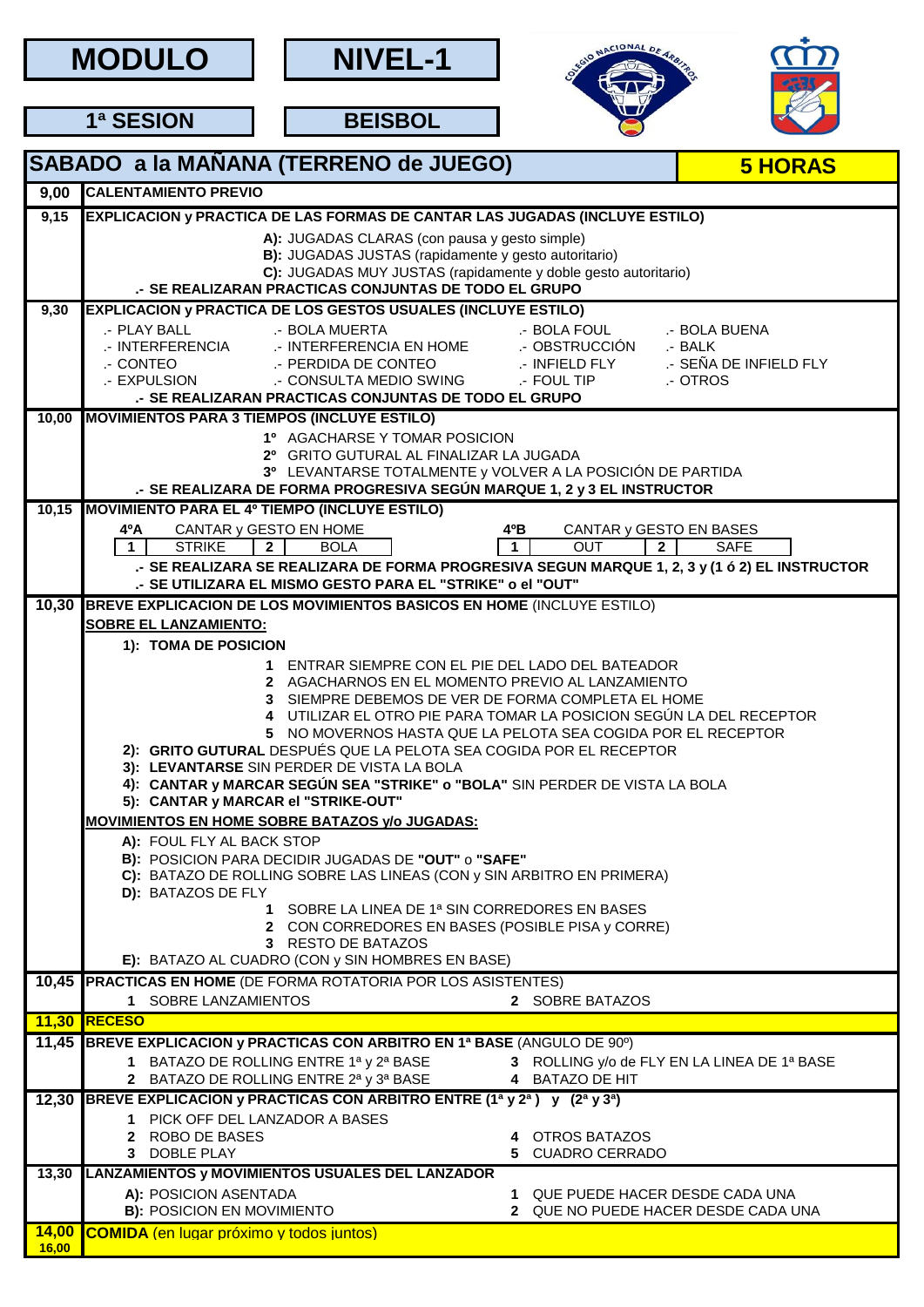| MODULO | NIVEL-1 |
|---|---|
| 1ª SESION | BEISBOL |

## SABADO a la MAÑANA (TERRENO de JUEGO) — 5 HORAS

**9,00** — **CALENTAMIENTO PREVIO**

**9,15** — **EXPLICACION y PRACTICA DE LAS FORMAS DE CANTAR LAS JUGADAS (INCLUYE ESTILO)**

- **A):** JUGADAS CLARAS (con pausa y gesto simple)
- **B):** JUGADAS JUSTAS (rapidamente y gesto autoritario)
- **C):** JUGADAS MUY JUSTAS (rapidamente y doble gesto autoritario)

**.- SE REALIZARAN PRACTICAS CONJUNTAS DE TODO EL GRUPO**

**9,30** — **EXPLICACION y PRACTICA DE LOS GESTOS USUALES (INCLUYE ESTILO)**

| | | | |
|---|---|---|---|
| .- PLAY BALL | .- BOLA MUERTA | .- BOLA FOUL | .- BOLA BUENA |
| .- INTERFERENCIA | .- INTERFERENCIA EN HOME | .- OBSTRUCCIÓN | .- BALK |
| .- CONTEO | .- PERDIDA DE CONTEO | .- INFIELD FLY | .- SEÑA DE INFIELD FLY |
| .- EXPULSION | .- CONSULTA MEDIO SWING | .- FOUL TIP | .- OTROS |

**.- SE REALIZARAN PRACTICAS CONJUNTAS DE TODO EL GRUPO**

**10,00** — **MOVIMIENTOS PARA 3 TIEMPOS (INCLUYE ESTILO)**

- **1º** AGACHARSE Y TOMAR POSICION
- **2º** GRITO GUTURAL AL FINALIZAR LA JUGADA
- **3º** LEVANTARSE TOTALMENTE y VOLVER A LA POSICIÓN DE PARTIDA

**.- SE REALIZARA DE FORMA PROGRESIVA SEGÚN MARQUE 1, 2 y 3 EL INSTRUCTOR**

**10,15** — **MOVIMIENTO PARA EL 4º TIEMPO (INCLUYE ESTILO)**

| 4ºA | CANTAR y GESTO EN HOME | | | 4ºB | CANTAR y GESTO EN BASES | | |
|---|---|---|---|---|---|---|---|
| 1 | STRIKE | 2 | BOLA | 1 | OUT | 2 | SAFE |

**.- SE REALIZARA SE REALIZARA DE FORMA PROGRESIVA SEGUN MARQUE 1, 2, 3 y (1 ó 2) EL INSTRUCTOR**
**.- SE UTILIZARA EL MISMO GESTO PARA EL "STRIKE" o el "OUT"**

**10,30** — **BREVE EXPLICACION DE LOS MOVIMIENTOS BASICOS EN HOME** (INCLUYE ESTILO)

**SOBRE EL LANZAMIENTO:**

**1): TOMA DE POSICION**

1. ENTRAR SIEMPRE CON EL PIE DEL LADO DEL BATEADOR
2. AGACHARNOS EN EL MOMENTO PREVIO AL LANZAMIENTO
3. SIEMPRE DEBEMOS DE VER DE FORMA COMPLETA EL HOME
4. UTILIZAR EL OTRO PIE PARA TOMAR LA POSICION SEGÚN LA DEL RECEPTOR
5. NO MOVERNOS HASTA QUE LA PELOTA SEA COGIDA POR EL RECEPTOR

**2): GRITO GUTURAL** DESPUÉS QUE LA PELOTA SEA COGIDA POR EL RECEPTOR
**3): LEVANTARSE** SIN PERDER DE VISTA LA BOLA
**4): CANTAR y MARCAR SEGÚN SEA "STRIKE" o "BOLA"** SIN PERDER DE VISTA LA BOLA
**5): CANTAR y MARCAR el "STRIKE-OUT"**

**MOVIMIENTOS EN HOME SOBRE BATAZOS y/o JUGADAS:**

**A):** FOUL FLY AL BACK STOP
**B):** POSICION PARA DECIDIR JUGADAS DE **"OUT"** o **"SAFE"**
**C):** BATAZO DE ROLLING SOBRE LAS LINEAS (CON y SIN ARBITRO EN PRIMERA)
**D):** BATAZOS DE FLY

1. SOBRE LA LINEA DE 1ª SIN CORREDORES EN BASES
2. CON CORREDORES EN BASES (POSIBLE PISA y CORRE)
3. RESTO DE BATAZOS

**E):** BATAZO AL CUADRO (CON y SIN HOMBRES EN BASE)

**10,45** — **PRACTICAS EN HOME** (DE FORMA ROTATORIA POR LOS ASISTENTES)

1. SOBRE LANZAMIENTOS
2. SOBRE BATAZOS

**11,30** — **RECESO**

**11,45** — **BREVE EXPLICACION y PRACTICAS CON ARBITRO EN 1ª BASE** (ANGULO DE 90º)

1. BATAZO DE ROLLING ENTRE 1ª y 2ª BASE
2. BATAZO DE ROLLING ENTRE 2ª y 3ª BASE
3. ROLLING y/o de FLY EN LA LINEA DE 1ª BASE
4. BATAZO DE HIT

**12,30** — **BREVE EXPLICACION y PRACTICAS CON ARBITRO ENTRE (1ª y 2ª) y (2ª y 3ª)**

1. PICK OFF DEL LANZADOR A BASES
2. ROBO DE BASES
3. DOBLE PLAY
4. OTROS BATAZOS
5. CUADRO CERRADO

**13,30** — **LANZAMIENTOS y MOVIMIENTOS USUALES DEL LANZADOR**

**A):** POSICION ASENTADA
**B):** POSICION EN MOVIMIENTO

1. QUE PUEDE HACER DESDE CADA UNA
2. QUE NO PUEDE HACER DESDE CADA UNA

**14,00 / 16,00** — **COMIDA** (en lugar próximo y todos juntos)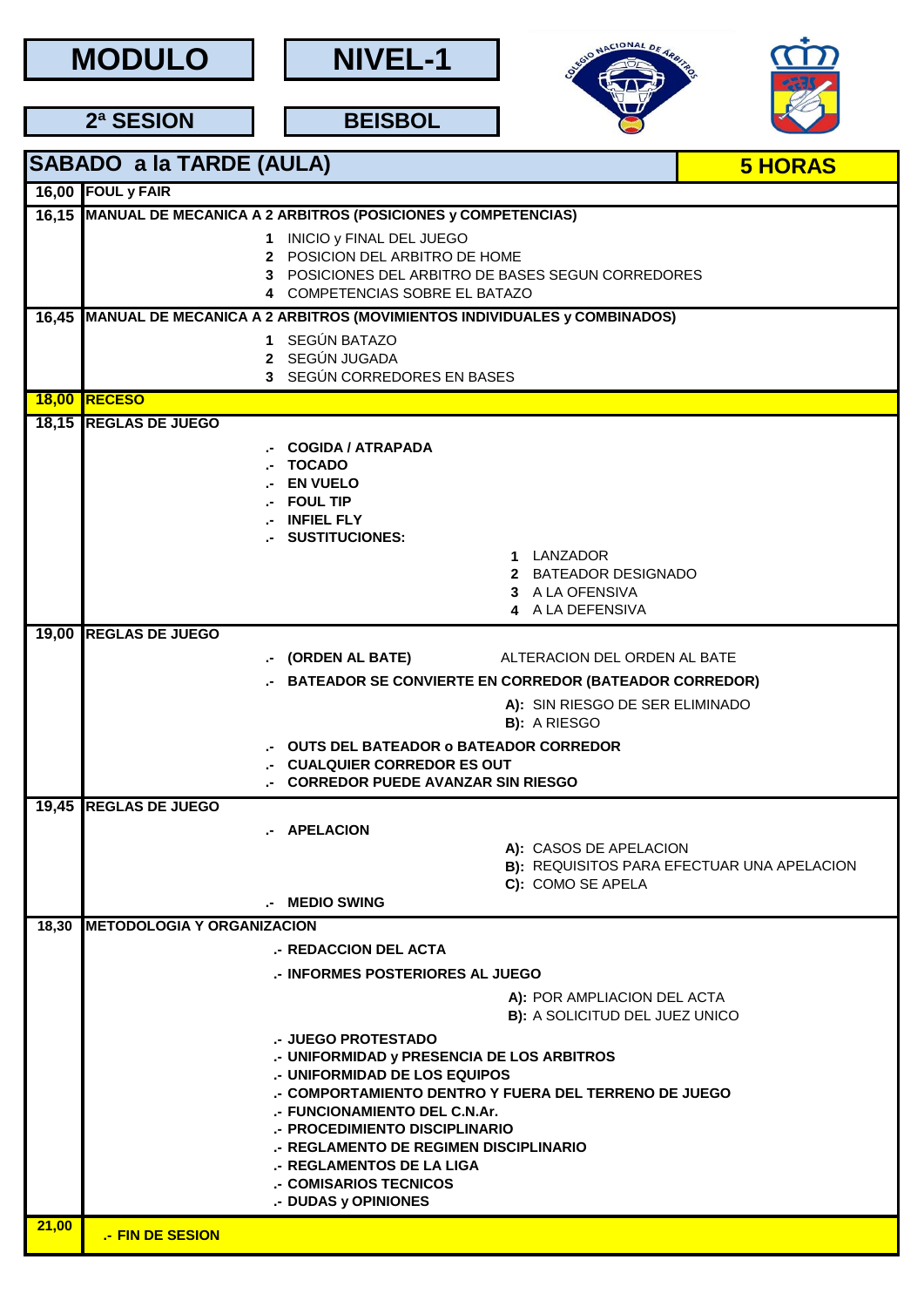| MODULO | NIVEL-1 |
|---|---|
| 2ª SESION | BEISBOL |

| SABADO a la TARDE (AULA) | 5 HORAS |
|---|---|
| **16,00** | **FOUL y FAIR** |
| **16,15** | **MANUAL DE MECANICA A 2 ARBITROS (POSICIONES y COMPETENCIAS)**<br>**1** INICIO y FINAL DEL JUEGO<br>**2** POSICION DEL ARBITRO DE HOME<br>**3** POSICIONES DEL ARBITRO DE BASES SEGUN CORREDORES<br>**4** COMPETENCIAS SOBRE EL BATAZO |
| **16,45** | **MANUAL DE MECANICA A 2 ARBITROS (MOVIMIENTOS INDIVIDUALES y COMBINADOS)**<br>**1** SEGÚN BATAZO<br>**2** SEGÚN JUGADA<br>**3** SEGÚN CORREDORES EN BASES |
| **18,00** | **RECESO** |
| **18,15** | **REGLAS DE JUEGO**<br>**.- COGIDA / ATRAPADA**<br>**.- TOCADO**<br>**.- EN VUELO**<br>**.- FOUL TIP**<br>**.- INFIEL FLY**<br>**.- SUSTITUCIONES:**<br>**1** LANZADOR<br>**2** BATEADOR DESIGNADO<br>**3** A LA OFENSIVA<br>**4** A LA DEFENSIVA |
| **19,00** | **REGLAS DE JUEGO**<br>**.- (ORDEN AL BATE)** ALTERACION DEL ORDEN AL BATE<br>**.- BATEADOR SE CONVIERTE EN CORREDOR (BATEADOR CORREDOR)**<br>**A):** SIN RIESGO DE SER ELIMINADO<br>**B):** A RIESGO<br>**.- OUTS DEL BATEADOR o BATEADOR CORREDOR**<br>**.- CUALQUIER CORREDOR ES OUT**<br>**.- CORREDOR PUEDE AVANZAR SIN RIESGO** |
| **19,45** | **REGLAS DE JUEGO**<br>**.- APELACION**<br>**A):** CASOS DE APELACION<br>**B):** REQUISITOS PARA EFECTUAR UNA APELACION<br>**C):** COMO SE APELA<br>**.- MEDIO SWING** |
| **18,30** | **METODOLOGIA Y ORGANIZACION**<br>**.- REDACCION DEL ACTA**<br>**.- INFORMES POSTERIORES AL JUEGO**<br>**A):** POR AMPLIACION DEL ACTA<br>**B):** A SOLICITUD DEL JUEZ UNICO<br>**.- JUEGO PROTESTADO**<br>**.- UNIFORMIDAD y PRESENCIA DE LOS ARBITROS**<br>**.- UNIFORMIDAD DE LOS EQUIPOS**<br>**.- COMPORTAMIENTO DENTRO Y FUERA DEL TERRENO DE JUEGO**<br>**.- FUNCIONAMIENTO DEL C.N.Ar.**<br>**.- PROCEDIMIENTO DISCIPLINARIO**<br>**.- REGLAMENTO DE REGIMEN DISCIPLINARIO**<br>**.- REGLAMENTOS DE LA LIGA**<br>**.- COMISARIOS TECNICOS**<br>**.- DUDAS y OPINIONES** |
| **21,00** | **.- FIN DE SESION** |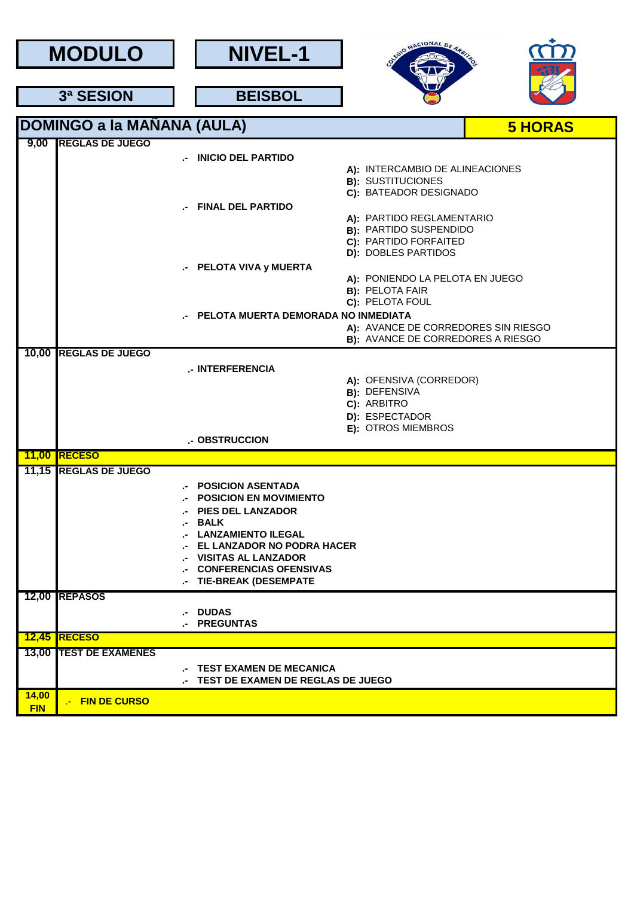| MODULO | NIVEL-1 |
|---|---|
| 3ª SESION | BEISBOL |

## DOMINGO a la MAÑANA (AULA) — 5 HORAS

**9,00 REGLAS DE JUEGO**

- **.- INICIO DEL PARTIDO**
  - **A):** INTERCAMBIO DE ALINEACIONES
  - **B):** SUSTITUCIONES
  - **C):** BATEADOR DESIGNADO
- **.- FINAL DEL PARTIDO**
  - **A):** PARTIDO REGLAMENTARIO
  - **B):** PARTIDO SUSPENDIDO
  - **C):** PARTIDO FORFAITED
  - **D):** DOBLES PARTIDOS
- **.- PELOTA VIVA y MUERTA**
  - **A):** PONIENDO LA PELOTA EN JUEGO
  - **B):** PELOTA FAIR
  - **C):** PELOTA FOUL
- **.- PELOTA MUERTA DEMORADA NO INMEDIATA**
  - **A):** AVANCE DE CORREDORES SIN RIESGO
  - **B):** AVANCE DE CORREDORES A RIESGO

**10,00 REGLAS DE JUEGO**

- **.- INTERFERENCIA**
  - **A):** OFENSIVA (CORREDOR)
  - **B):** DEFENSIVA
  - **C):** ARBITRO
  - **D):** ESPECTADOR
  - **E):** OTROS MIEMBROS
- **.- OBSTRUCCION**

**11,00 RECESO**

**11,15 REGLAS DE JUEGO**

- **.- POSICION ASENTADA**
- **.- POSICION EN MOVIMIENTO**
- **.- PIES DEL LANZADOR**
- **.- BALK**
- **.- LANZAMIENTO ILEGAL**
- **.- EL LANZADOR NO PODRA HACER**
- **.- VISITAS AL LANZADOR**
- **.- CONFERENCIAS OFENSIVAS**
- **.- TIE-BREAK (DESEMPATE**

**12,00 REPASOS**

- **.- DUDAS**
- **.- PREGUNTAS**

**12,45 RECESO**

**13,00 TEST DE EXAMENES**

- **.- TEST EXAMEN DE MECANICA**
- **.- TEST DE EXAMEN DE REGLAS DE JUEGO**

**14,00 FIN** — **.- FIN DE CURSO**